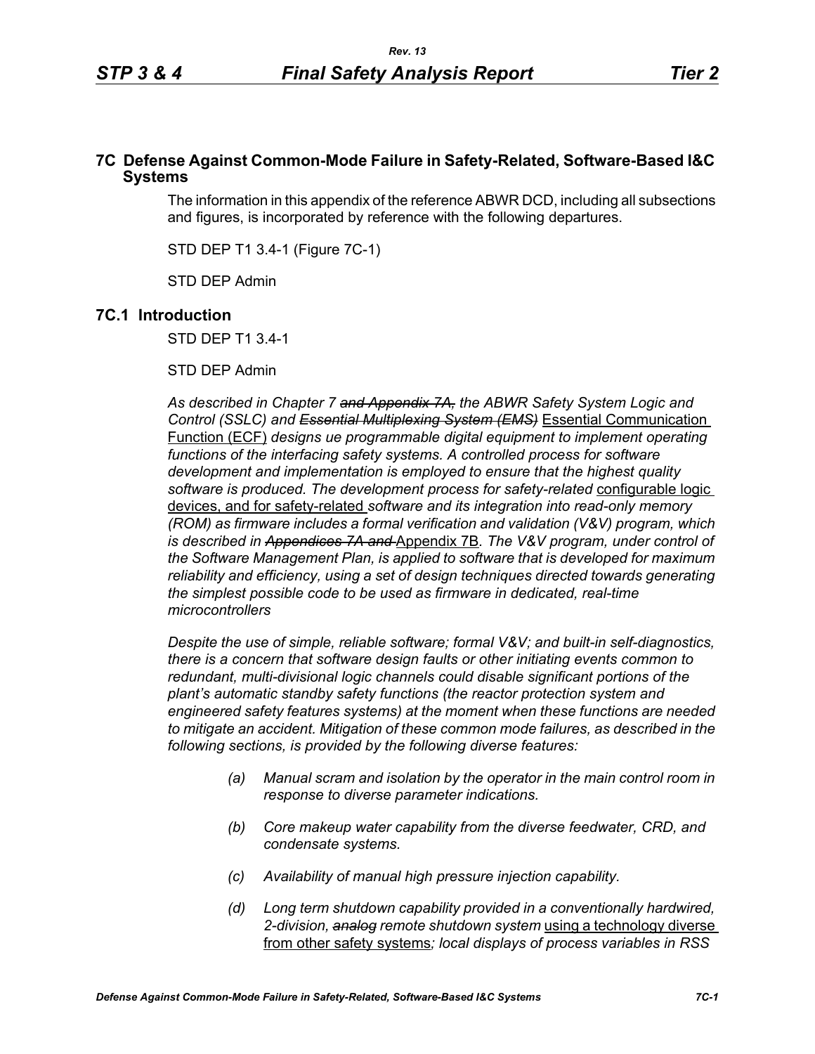# 7C Defense Against Common-Mode Failure in Safety-Related, Software-Based I&C Systems

The information in this appendix of the reference ABWR DCD, including all subsections and figures, is incorporated by reference with the following departures.

STD DEP T1 3.4-1 (Figure 7C-1)

STD DEP Admin

## 7C.1 Introduction

STD DEP T1 3.4-1

STD DEP Admin

*As described in Chapter 7 ~~and Appendix 7A,~~ the ABWR Safety System Logic and Control (SSLC) and ~~Essential Multiplexing System (EMS)~~* Essential Communication Function (ECF) *designs ue programmable digital equipment to implement operating functions of the interfacing safety systems. A controlled process for software development and implementation is employed to ensure that the highest quality software is produced. The development process for safety-related* configurable logic devices, and for safety-related *software and its integration into read-only memory (ROM) as firmware includes a formal verification and validation (V&V) program, which is described in ~~Appendices 7A and~~* Appendix 7B*. The V&V program, under control of the Software Management Plan, is applied to software that is developed for maximum reliability and efficiency, using a set of design techniques directed towards generating the simplest possible code to be used as firmware in dedicated, real-time microcontrollers*

*Despite the use of simple, reliable software; formal V&V; and built-in self-diagnostics, there is a concern that software design faults or other initiating events common to redundant, multi-divisional logic channels could disable significant portions of the plant's automatic standby safety functions (the reactor protection system and engineered safety features systems) at the moment when these functions are needed to mitigate an accident. Mitigation of these common mode failures, as described in the following sections, is provided by the following diverse features:*

- *(a) Manual scram and isolation by the operator in the main control room in response to diverse parameter indications.*
- *(b) Core makeup water capability from the diverse feedwater, CRD, and condensate systems.*
- *(c) Availability of manual high pressure injection capability.*
- *(d) Long term shutdown capability provided in a conventionally hardwired, 2-division, ~~analog~~ remote shutdown system* using a technology diverse from other safety systems*; local displays of process variables in RSS*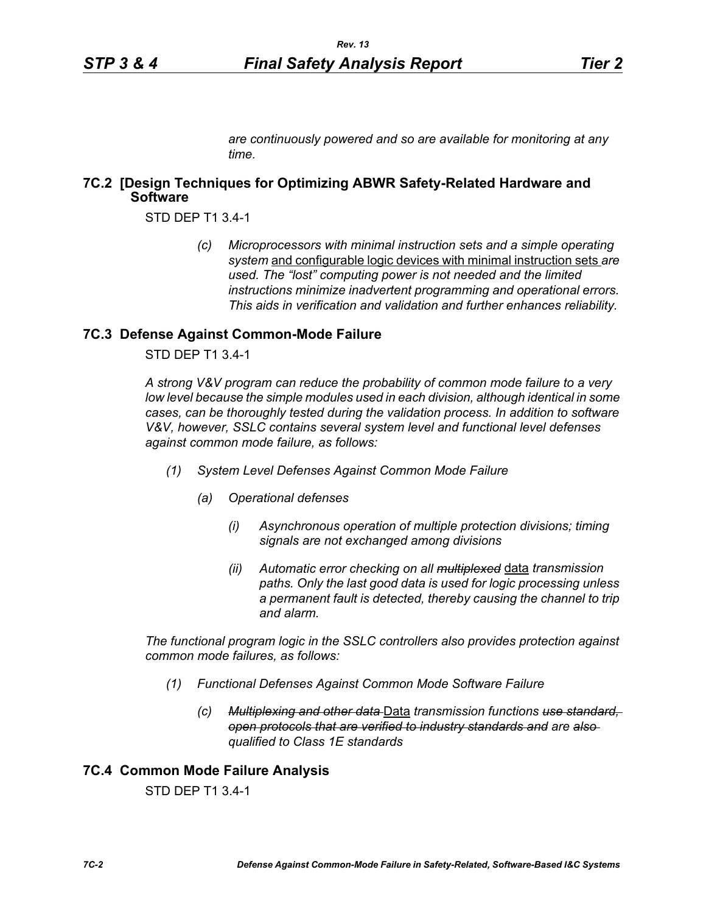*are continuously powered and so are available for monitoring at any time.*

## 7C.2 [Design Techniques for Optimizing ABWR Safety-Related Hardware and Software

STD DEP T1 3.4-1

> *(c) Microprocessors with minimal instruction sets and a simple operating system* <u>and configurable logic devices with minimal instruction sets</u> *are used. The "lost" computing power is not needed and the limited instructions minimize inadvertent programming and operational errors. This aids in verification and validation and further enhances reliability.*

## 7C.3 Defense Against Common-Mode Failure

STD DEP T1 3.4-1

*A strong V&V program can reduce the probability of common mode failure to a very low level because the simple modules used in each division, although identical in some cases, can be thoroughly tested during the validation process. In addition to software V&V, however, SSLC contains several system level and functional level defenses against common mode failure, as follows:*

- *(1) System Level Defenses Against Common Mode Failure*
  - *(a) Operational defenses*
    - *(i) Asynchronous operation of multiple protection divisions; timing signals are not exchanged among divisions*
    - *(ii) Automatic error checking on all ~~multiplexed~~* <u>data</u> *transmission paths. Only the last good data is used for logic processing unless a permanent fault is detected, thereby causing the channel to trip and alarm.*

*The functional program logic in the SSLC controllers also provides protection against common mode failures, as follows:*

- *(1) Functional Defenses Against Common Mode Software Failure*
  - *(c) ~~Multiplexing and other data~~* <u>Data</u> *transmission functions ~~use standard, open protocols that are verified to industry standards and~~ are ~~also~~ qualified to Class 1E standards*

## 7C.4 Common Mode Failure Analysis

STD DEP T1 3.4-1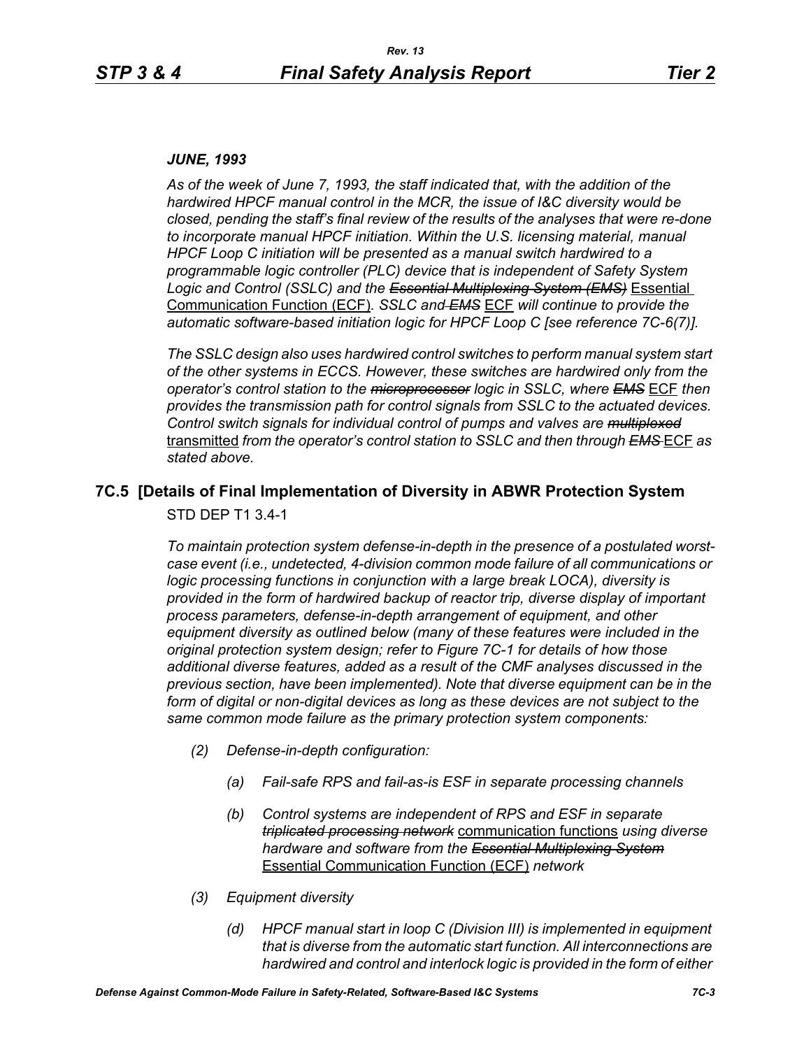*JUNE, 1993*

*As of the week of June 7, 1993, the staff indicated that, with the addition of the hardwired HPCF manual control in the MCR, the issue of I&C diversity would be closed, pending the staff's final review of the results of the analyses that were re-done to incorporate manual HPCF initiation. Within the U.S. licensing material, manual HPCF Loop C initiation will be presented as a manual switch hardwired to a programmable logic controller (PLC) device that is independent of Safety System Logic and Control (SSLC) and the ~~Essential Multiplexing System (EMS)~~* Essential Communication Function (ECF)*. SSLC and ~~EMS~~* ECF *will continue to provide the automatic software-based initiation logic for HPCF Loop C [see reference 7C-6(7)].*

*The SSLC design also uses hardwired control switches to perform manual system start of the other systems in ECCS. However, these switches are hardwired only from the operator's control station to the ~~microprocessor~~ logic in SSLC, where ~~EMS~~* ECF *then provides the transmission path for control signals from SSLC to the actuated devices. Control switch signals for individual control of pumps and valves are ~~multiplexed~~* transmitted *from the operator's control station to SSLC and then through ~~EMS~~* ECF *as stated above.*

## 7C.5 [Details of Final Implementation of Diversity in ABWR Protection System

STD DEP T1 3.4-1

*To maintain protection system defense-in-depth in the presence of a postulated worst-case event (i.e., undetected, 4-division common mode failure of all communications or logic processing functions in conjunction with a large break LOCA), diversity is provided in the form of hardwired backup of reactor trip, diverse display of important process parameters, defense-in-depth arrangement of equipment, and other equipment diversity as outlined below (many of these features were included in the original protection system design; refer to Figure 7C-1 for details of how those additional diverse features, added as a result of the CMF analyses discussed in the previous section, have been implemented). Note that diverse equipment can be in the form of digital or non-digital devices as long as these devices are not subject to the same common mode failure as the primary protection system components:*

- *(2) Defense-in-depth configuration:*
  - *(a) Fail-safe RPS and fail-as-is ESF in separate processing channels*
  - *(b) Control systems are independent of RPS and ESF in separate ~~triplicated processing network~~* communication functions *using diverse hardware and software from the ~~Essential Multiplexing System~~* Essential Communication Function (ECF) *network*
- *(3) Equipment diversity*
  - *(d) HPCF manual start in loop C (Division III) is implemented in equipment that is diverse from the automatic start function. All interconnections are hardwired and control and interlock logic is provided in the form of either*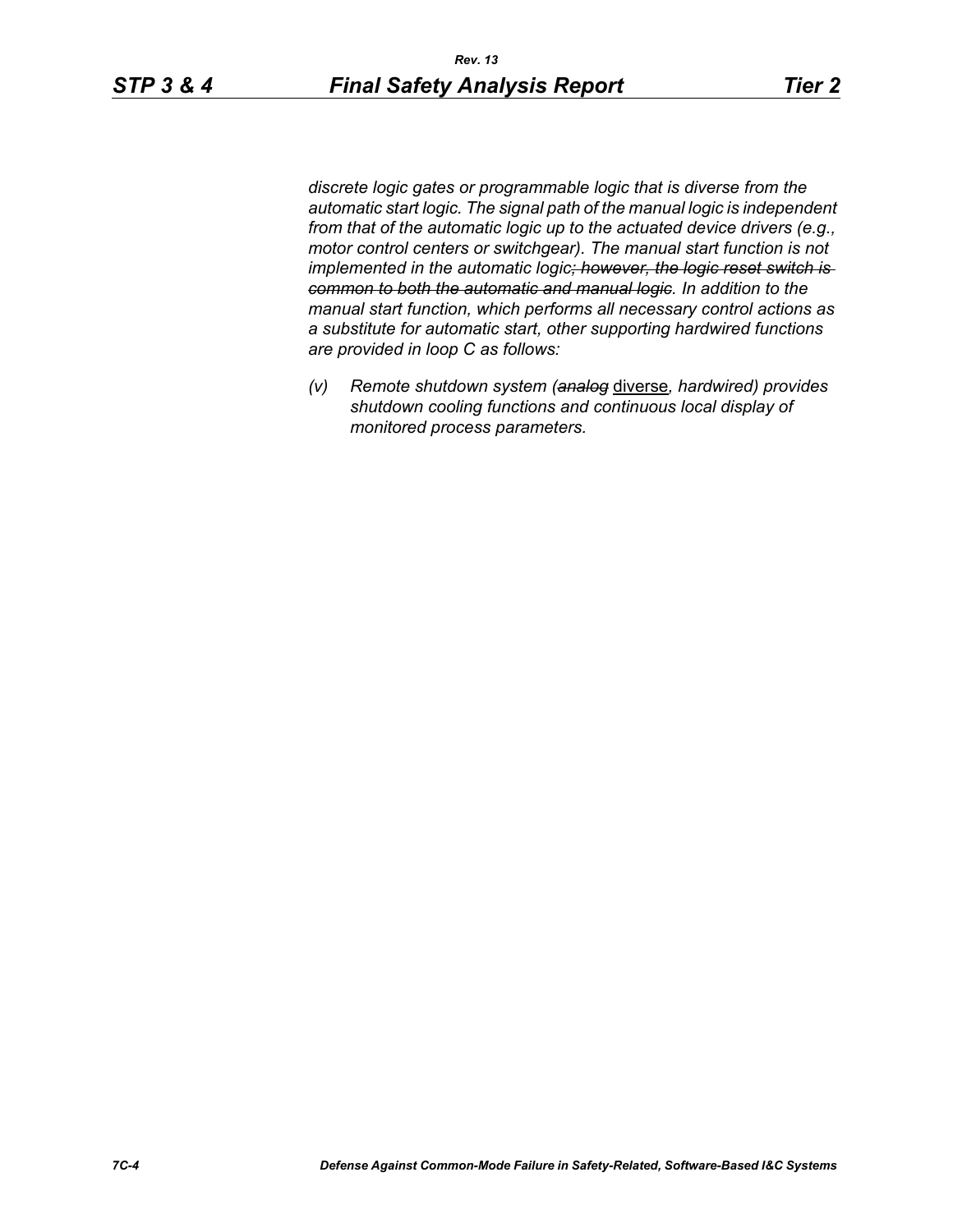*discrete logic gates or programmable logic that is diverse from the automatic start logic. The signal path of the manual logic is independent from that of the automatic logic up to the actuated device drivers (e.g., motor control centers or switchgear). The manual start function is not implemented in the automatic logic~~; however, the logic reset switch is common to both the automatic and manual logic~~. In addition to the manual start function, which performs all necessary control actions as a substitute for automatic start, other supporting hardwired functions are provided in loop C as follows:*

*(v) Remote shutdown system (~~analog~~* <u>diverse</u>*, hardwired) provides shutdown cooling functions and continuous local display of monitored process parameters.*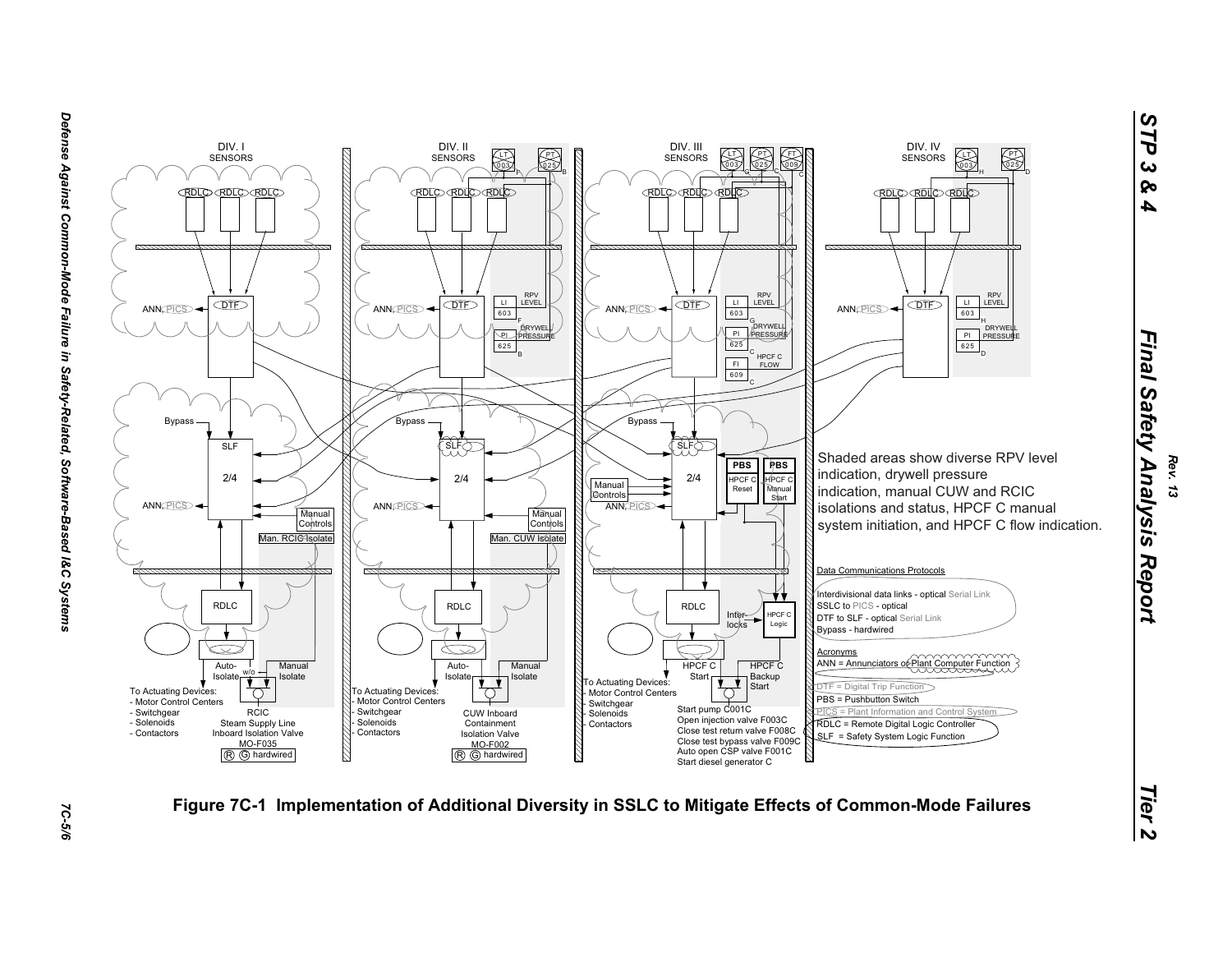DIV. I
SENSORS

RDLC RDLC RDLC

ANN, PICS DTF

Bypass

SLF

2/4

ANN, PICS

Manual
Controls

Man. RCIC Isolate

RDLC

Auto-
Isolate

w/o

Manual
Isolate

To Actuating Devices:
- Motor Control Centers
- Switchgear
- Solenoids
- Contactors

RCIC
Steam Supply Line
Inboard Isolation Valve
MO-F035
R G hardwired

DIV. II
SENSORS

LT 003 F
PT 025 B

RDLC RDLC RDLC

ANN, PICS DTF

LI 603
RPV LEVEL
F
PI 625
DRYWELL PRESSURE
B

Bypass

SLF

2/4

ANN, PICS

Manual
Controls

Man. CUW Isolate

RDLC

Auto-
Isolate

Manual
Isolate

To Actuating Devices:
- Motor Control Centers
- Switchgear
- Solenoids
- Contactors

CUW Inboard
Containment
Isolation Valve
MO-F002
R G hardwired

DIV. III
SENSORS

LT 003 G
PT 025 C
FT 009 C

RDLC RDLC RDLC

ANN, PICS DTF

LI 603
RPV LEVEL
G
PI 625
DRYWELL PRESSURE
C
FI 609
HPCF C FLOW
C

Bypass

SLF

2/4

PBS
HPCF C Reset

PBS
HPCF C Manual Start

Manual
Controls

ANN, PICS

RDLC

Inter-
locks

HPCF C
Logic

HPCF C
Start

HPCF C
Backup
Start

To Actuating Devices:
- Motor Control Centers
- Switchgear
- Solenoids
- Contactors

Start pump C001C
Open injection valve F003C
Close test return valve F008C
Close test bypass valve F009C
Auto open CSP valve F001C
Start diesel generator C

DIV. IV
SENSORS

LT 003 H
PT 025 D

RDLC RDLC RDLC

ANN, PICS DTF

LI 603
RPV LEVEL
H
PI 625
DRYWELL PRESSURE
D

Shaded areas show diverse RPV level indication, drywell pressure indication, manual CUW and RCIC isolations and status, HPCF C manual system initiation, and HPCF C flow indication.

Data Communications Protocols

Interdivisional data links - optical Serial Link
SSLC to PICS - optical
DTF to SLF - optical Serial Link
Bypass - hardwired

Acronyms

ANN = Annunciators or Plant Computer Function
DTF = Digital Trip Function
PBS = Pushbutton Switch
PICS = Plant Information and Control System
RDLC = Remote Digital Logic Controller
SLF = Safety System Logic Function

**Figure 7C-1 Implementation of Additional Diversity in SSLC to Mitigate Effects of Common-Mode Failures**